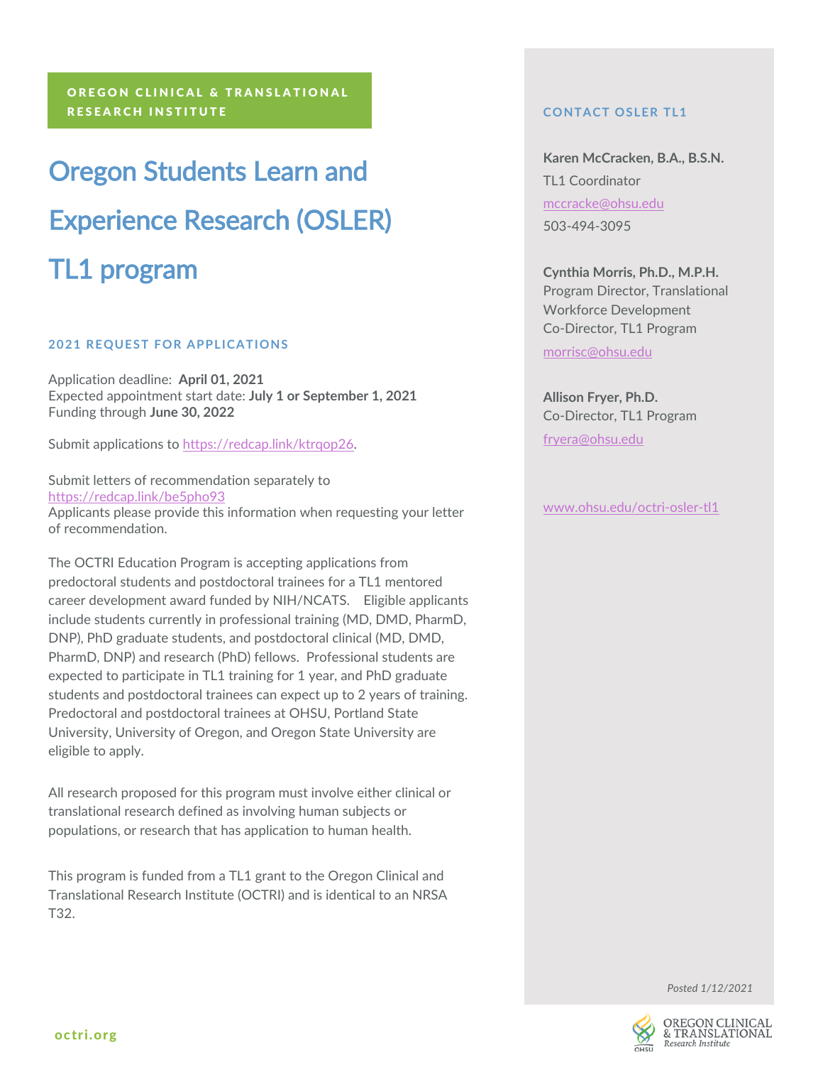**OREGON CLINICAL & TRANSLATIONAL RESEARCH INSTITUTE**

# Oregon Students Learn and Experience Research (OSLER) TL1 program

## 2021 REQUEST FOR APPLICATIONS

Application deadline: **April 01, 2021**
Expected appointment start date: **July 1 or September 1, 2021**
Funding through **June 30, 2022**

Submit applications to https://redcap.link/ktrqop26.

Submit letters of recommendation separately to
https://redcap.link/be5pho93
Applicants please provide this information when requesting your letter of recommendation.

The OCTRI Education Program is accepting applications from predoctoral students and postdoctoral trainees for a TL1 mentored career development award funded by NIH/NCATS. Eligible applicants include students currently in professional training (MD, DMD, PharmD, DNP), PhD graduate students, and postdoctoral clinical (MD, DMD, PharmD, DNP) and research (PhD) fellows. Professional students are expected to participate in TL1 training for 1 year, and PhD graduate students and postdoctoral trainees can expect up to 2 years of training. Predoctoral and postdoctoral trainees at OHSU, Portland State University, University of Oregon, and Oregon State University are eligible to apply.

All research proposed for this program must involve either clinical or translational research defined as involving human subjects or populations, or research that has application to human health.

This program is funded from a TL1 grant to the Oregon Clinical and Translational Research Institute (OCTRI) and is identical to an NRSA T32.

## CONTACT OSLER TL1

**Karen McCracken, B.A., B.S.N.**
TL1 Coordinator
mccracke@ohsu.edu
503-494-3095

**Cynthia Morris, Ph.D., M.P.H.**
Program Director, Translational Workforce Development
Co-Director, TL1 Program
morrisc@ohsu.edu

**Allison Fryer, Ph.D.**
Co-Director, TL1 Program
fryera@ohsu.edu

www.ohsu.edu/octri-osler-tl1

*Posted 1/12/2021*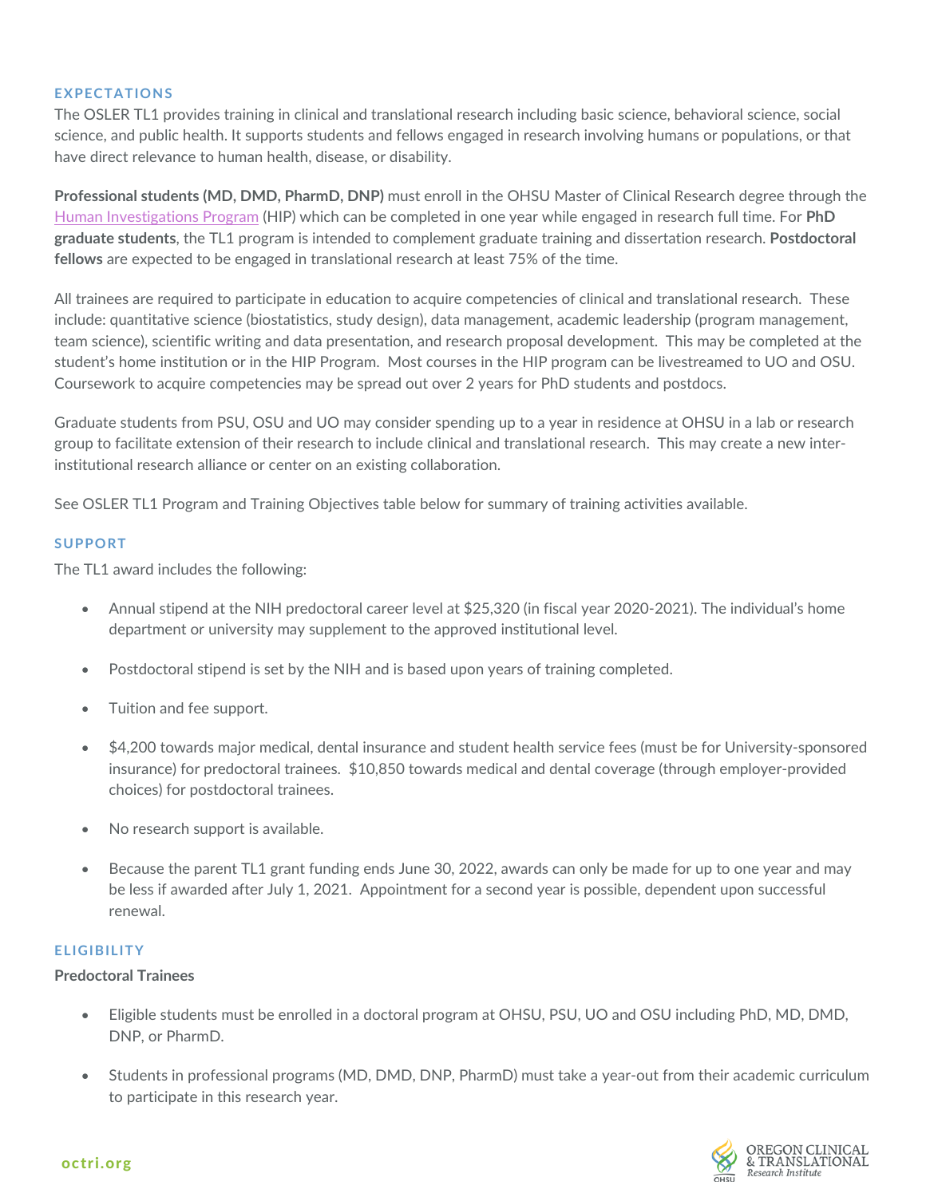## EXPECTATIONS

The OSLER TL1 provides training in clinical and translational research including basic science, behavioral science, social science, and public health. It supports students and fellows engaged in research involving humans or populations, or that have direct relevance to human health, disease, or disability.

**Professional students (MD, DMD, PharmD, DNP)** must enroll in the OHSU Master of Clinical Research degree through the Human Investigations Program (HIP) which can be completed in one year while engaged in research full time. For **PhD graduate students**, the TL1 program is intended to complement graduate training and dissertation research. **Postdoctoral fellows** are expected to be engaged in translational research at least 75% of the time.

All trainees are required to participate in education to acquire competencies of clinical and translational research. These include: quantitative science (biostatistics, study design), data management, academic leadership (program management, team science), scientific writing and data presentation, and research proposal development. This may be completed at the student's home institution or in the HIP Program. Most courses in the HIP program can be livestreamed to UO and OSU. Coursework to acquire competencies may be spread out over 2 years for PhD students and postdocs.

Graduate students from PSU, OSU and UO may consider spending up to a year in residence at OHSU in a lab or research group to facilitate extension of their research to include clinical and translational research. This may create a new inter-institutional research alliance or center on an existing collaboration.

See OSLER TL1 Program and Training Objectives table below for summary of training activities available.

## SUPPORT

The TL1 award includes the following:

- Annual stipend at the NIH predoctoral career level at $25,320 (in fiscal year 2020-2021). The individual's home department or university may supplement to the approved institutional level.
- Postdoctoral stipend is set by the NIH and is based upon years of training completed.
- Tuition and fee support.
- $4,200 towards major medical, dental insurance and student health service fees (must be for University-sponsored insurance) for predoctoral trainees. $10,850 towards medical and dental coverage (through employer-provided choices) for postdoctoral trainees.
- No research support is available.
- Because the parent TL1 grant funding ends June 30, 2022, awards can only be made for up to one year and may be less if awarded after July 1, 2021. Appointment for a second year is possible, dependent upon successful renewal.

## ELIGIBILITY

**Predoctoral Trainees**

- Eligible students must be enrolled in a doctoral program at OHSU, PSU, UO and OSU including PhD, MD, DMD, DNP, or PharmD.
- Students in professional programs (MD, DMD, DNP, PharmD) must take a year-out from their academic curriculum to participate in this research year.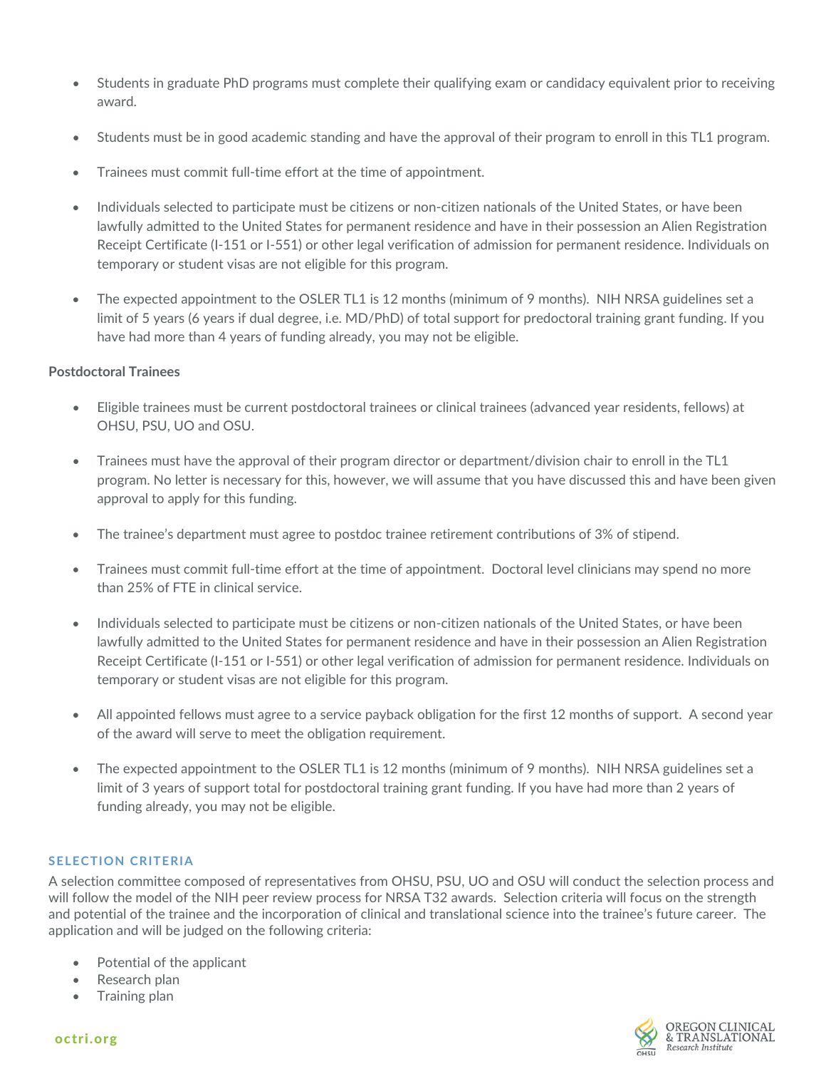- Students in graduate PhD programs must complete their qualifying exam or candidacy equivalent prior to receiving award.
- Students must be in good academic standing and have the approval of their program to enroll in this TL1 program.
- Trainees must commit full-time effort at the time of appointment.
- Individuals selected to participate must be citizens or non-citizen nationals of the United States, or have been lawfully admitted to the United States for permanent residence and have in their possession an Alien Registration Receipt Certificate (I-151 or I-551) or other legal verification of admission for permanent residence. Individuals on temporary or student visas are not eligible for this program.
- The expected appointment to the OSLER TL1 is 12 months (minimum of 9 months). NIH NRSA guidelines set a limit of 5 years (6 years if dual degree, i.e. MD/PhD) of total support for predoctoral training grant funding. If you have had more than 4 years of funding already, you may not be eligible.

**Postdoctoral Trainees**

- Eligible trainees must be current postdoctoral trainees or clinical trainees (advanced year residents, fellows) at OHSU, PSU, UO and OSU.
- Trainees must have the approval of their program director or department/division chair to enroll in the TL1 program. No letter is necessary for this, however, we will assume that you have discussed this and have been given approval to apply for this funding.
- The trainee's department must agree to postdoc trainee retirement contributions of 3% of stipend.
- Trainees must commit full-time effort at the time of appointment. Doctoral level clinicians may spend no more than 25% of FTE in clinical service.
- Individuals selected to participate must be citizens or non-citizen nationals of the United States, or have been lawfully admitted to the United States for permanent residence and have in their possession an Alien Registration Receipt Certificate (I-151 or I-551) or other legal verification of admission for permanent residence. Individuals on temporary or student visas are not eligible for this program.
- All appointed fellows must agree to a service payback obligation for the first 12 months of support. A second year of the award will serve to meet the obligation requirement.
- The expected appointment to the OSLER TL1 is 12 months (minimum of 9 months). NIH NRSA guidelines set a limit of 3 years of support total for postdoctoral training grant funding. If you have had more than 2 years of funding already, you may not be eligible.

## SELECTION CRITERIA

A selection committee composed of representatives from OHSU, PSU, UO and OSU will conduct the selection process and will follow the model of the NIH peer review process for NRSA T32 awards. Selection criteria will focus on the strength and potential of the trainee and the incorporation of clinical and translational science into the trainee's future career. The application and will be judged on the following criteria:

- Potential of the applicant
- Research plan
- Training plan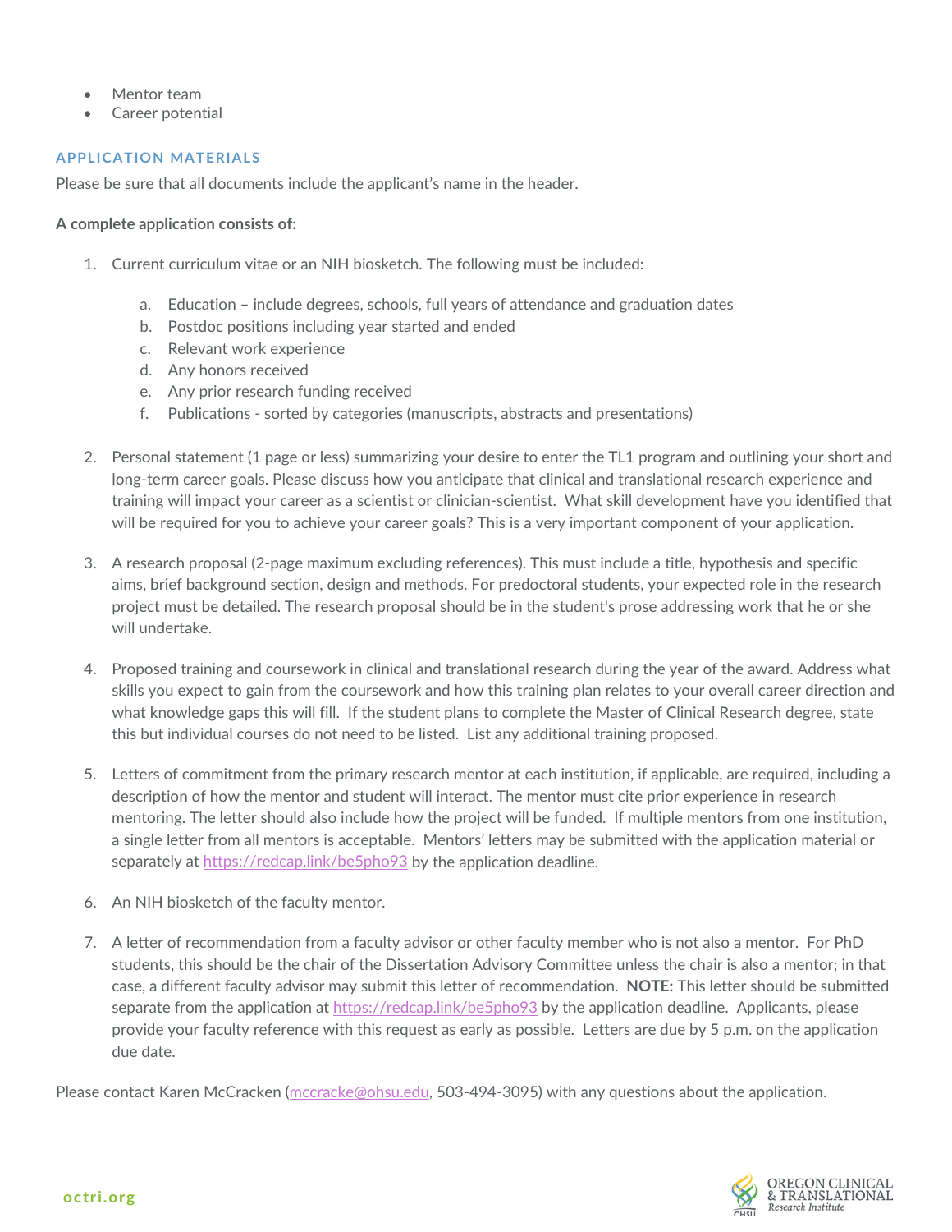- Mentor team
- Career potential

## APPLICATION MATERIALS

Please be sure that all documents include the applicant's name in the header.

**A complete application consists of:**

1. Current curriculum vitae or an NIH biosketch. The following must be included:

    a. Education – include degrees, schools, full years of attendance and graduation dates
    b. Postdoc positions including year started and ended
    c. Relevant work experience
    d. Any honors received
    e. Any prior research funding received
    f. Publications - sorted by categories (manuscripts, abstracts and presentations)

2. Personal statement (1 page or less) summarizing your desire to enter the TL1 program and outlining your short and long-term career goals. Please discuss how you anticipate that clinical and translational research experience and training will impact your career as a scientist or clinician-scientist. What skill development have you identified that will be required for you to achieve your career goals? This is a very important component of your application.

3. A research proposal (2-page maximum excluding references). This must include a title, hypothesis and specific aims, brief background section, design and methods. For predoctoral students, your expected role in the research project must be detailed. The research proposal should be in the student's prose addressing work that he or she will undertake.

4. Proposed training and coursework in clinical and translational research during the year of the award. Address what skills you expect to gain from the coursework and how this training plan relates to your overall career direction and what knowledge gaps this will fill. If the student plans to complete the Master of Clinical Research degree, state this but individual courses do not need to be listed. List any additional training proposed.

5. Letters of commitment from the primary research mentor at each institution, if applicable, are required, including a description of how the mentor and student will interact. The mentor must cite prior experience in research mentoring. The letter should also include how the project will be funded. If multiple mentors from one institution, a single letter from all mentors is acceptable. Mentors' letters may be submitted with the application material or separately at https://redcap.link/be5pho93 by the application deadline.

6. An NIH biosketch of the faculty mentor.

7. A letter of recommendation from a faculty advisor or other faculty member who is not also a mentor. For PhD students, this should be the chair of the Dissertation Advisory Committee unless the chair is also a mentor; in that case, a different faculty advisor may submit this letter of recommendation. **NOTE:** This letter should be submitted separate from the application at https://redcap.link/be5pho93 by the application deadline. Applicants, please provide your faculty reference with this request as early as possible. Letters are due by 5 p.m. on the application due date.

Please contact Karen McCracken (mccracke@ohsu.edu, 503-494-3095) with any questions about the application.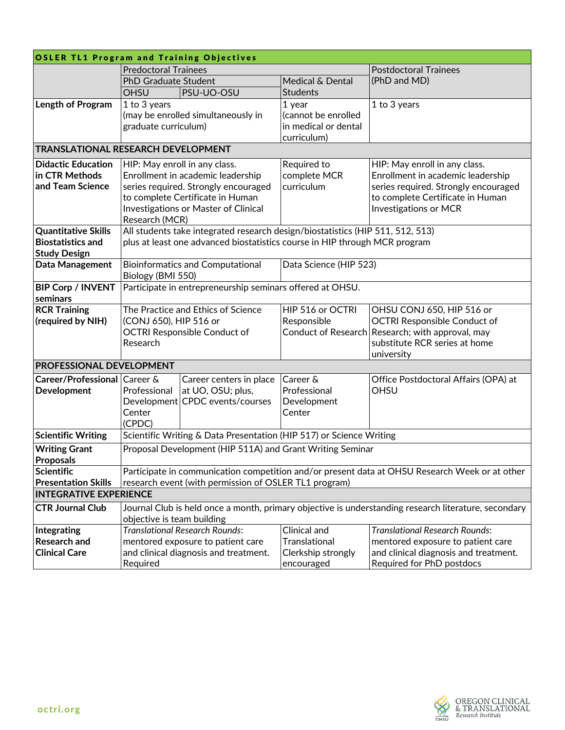| OSLER TL1 Program and Training Objectives | | | | |
|---|---|---|---|---|
| | Predoctoral Trainees | | | Postdoctoral Trainees (PhD and MD) |
| | PhD Graduate Student | | Medical & Dental Students | |
| | OHSU | PSU-UO-OSU | | |
| **Length of Program** | 1 to 3 years (may be enrolled simultaneously in graduate curriculum) | | 1 year (cannot be enrolled in medical or dental curriculum) | 1 to 3 years |
| **TRANSLATIONAL RESEARCH DEVELOPMENT** | | | | |
| **Didactic Education in CTR Methods and Team Science** | HIP: May enroll in any class. Enrollment in academic leadership series required. Strongly encouraged to complete Certificate in Human Investigations or Master of Clinical Research (MCR) | | Required to complete MCR curriculum | HIP: May enroll in any class. Enrollment in academic leadership series required. Strongly encouraged to complete Certificate in Human Investigations or MCR |
| **Quantitative Skills Biostatistics and Study Design** | All students take integrated research design/biostatistics (HIP 511, 512, 513) plus at least one advanced biostatistics course in HIP through MCR program | | | |
| **Data Management** | Bioinformatics and Computational Biology (BMI 550) | | Data Science (HIP 523) | |
| **BIP Corp / INVENT seminars** | Participate in entrepreneurship seminars offered at OHSU. | | | |
| **RCR Training (required by NIH)** | The Practice and Ethics of Science (CONJ 650), HIP 516 or OCTRI Responsible Conduct of Research | | HIP 516 or OCTRI Responsible Conduct of Research | OHSU CONJ 650, HIP 516 or OCTRI Responsible Conduct of Research; with approval, may substitute RCR series at home university |
| **PROFESSIONAL DEVELOPMENT** | | | | |
| **Career/Professional Development** | Career & Professional Development Center (CPDC) | Career centers in place at UO, OSU; plus, CPDC events/courses | Career & Professional Development Center | Office Postdoctoral Affairs (OPA) at OHSU |
| **Scientific Writing** | Scientific Writing & Data Presentation (HIP 517) or Science Writing | | | |
| **Writing Grant Proposals** | Proposal Development (HIP 511A) and Grant Writing Seminar | | | |
| **Scientific Presentation Skills** | Participate in communication competition and/or present data at OHSU Research Week or at other research event (with permission of OSLER TL1 program) | | | |
| **INTEGRATIVE EXPERIENCE** | | | | |
| **CTR Journal Club** | Journal Club is held once a month, primary objective is understanding research literature, secondary objective is team building | | | |
| **Integrating Research and Clinical Care** | *Translational Research Rounds*: mentored exposure to patient care and clinical diagnosis and treatment. Required | | Clinical and Translational Clerkship strongly encouraged | *Translational Research Rounds*: mentored exposure to patient care and clinical diagnosis and treatment. Required for PhD postdocs |